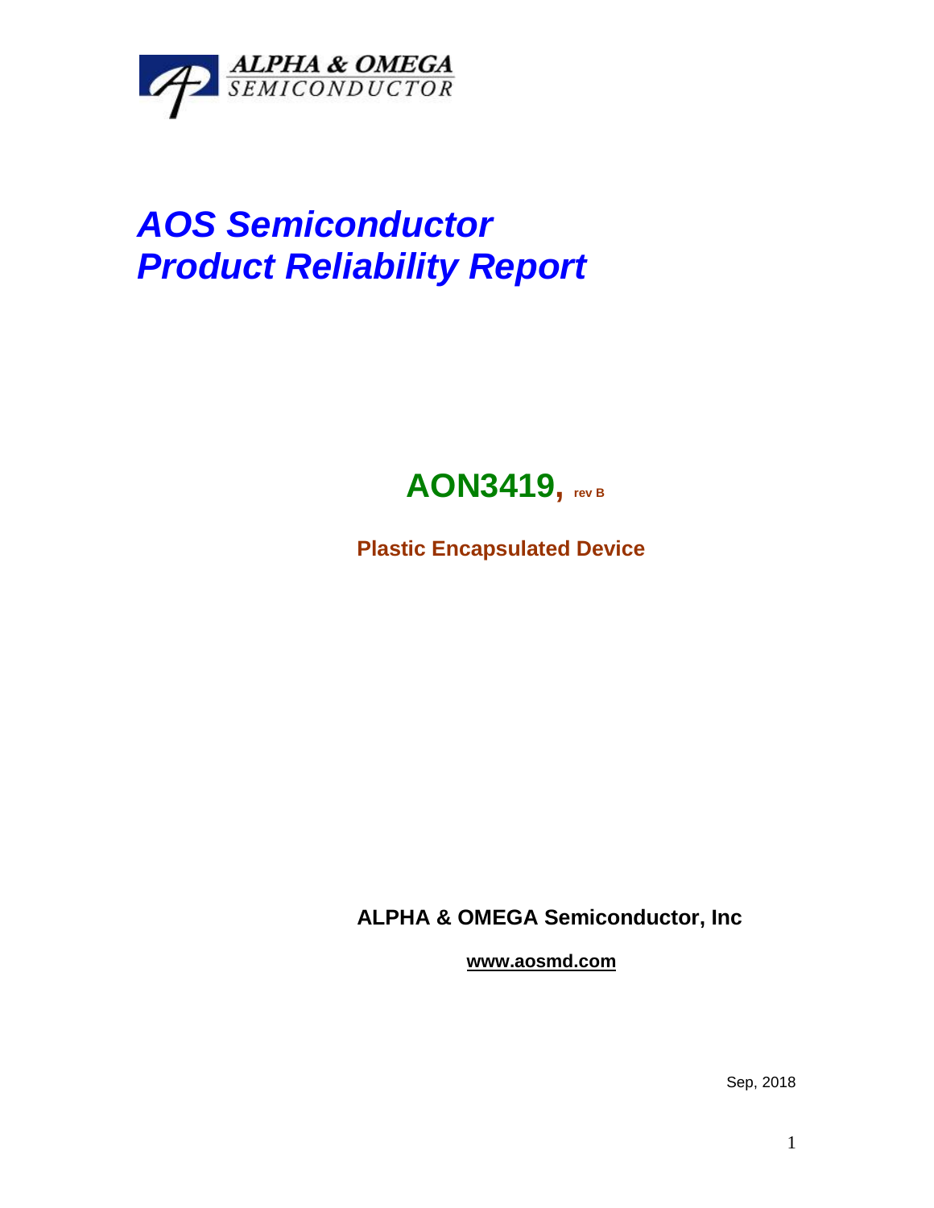ALPHA & OMEGA SEMICONDUCTOR

# *AOS Semiconductor*
# *Product Reliability Report*

## AON3419, rev B

**Plastic Encapsulated Device**

**ALPHA & OMEGA Semiconductor, Inc**

**www.aosmd.com**

Sep, 2018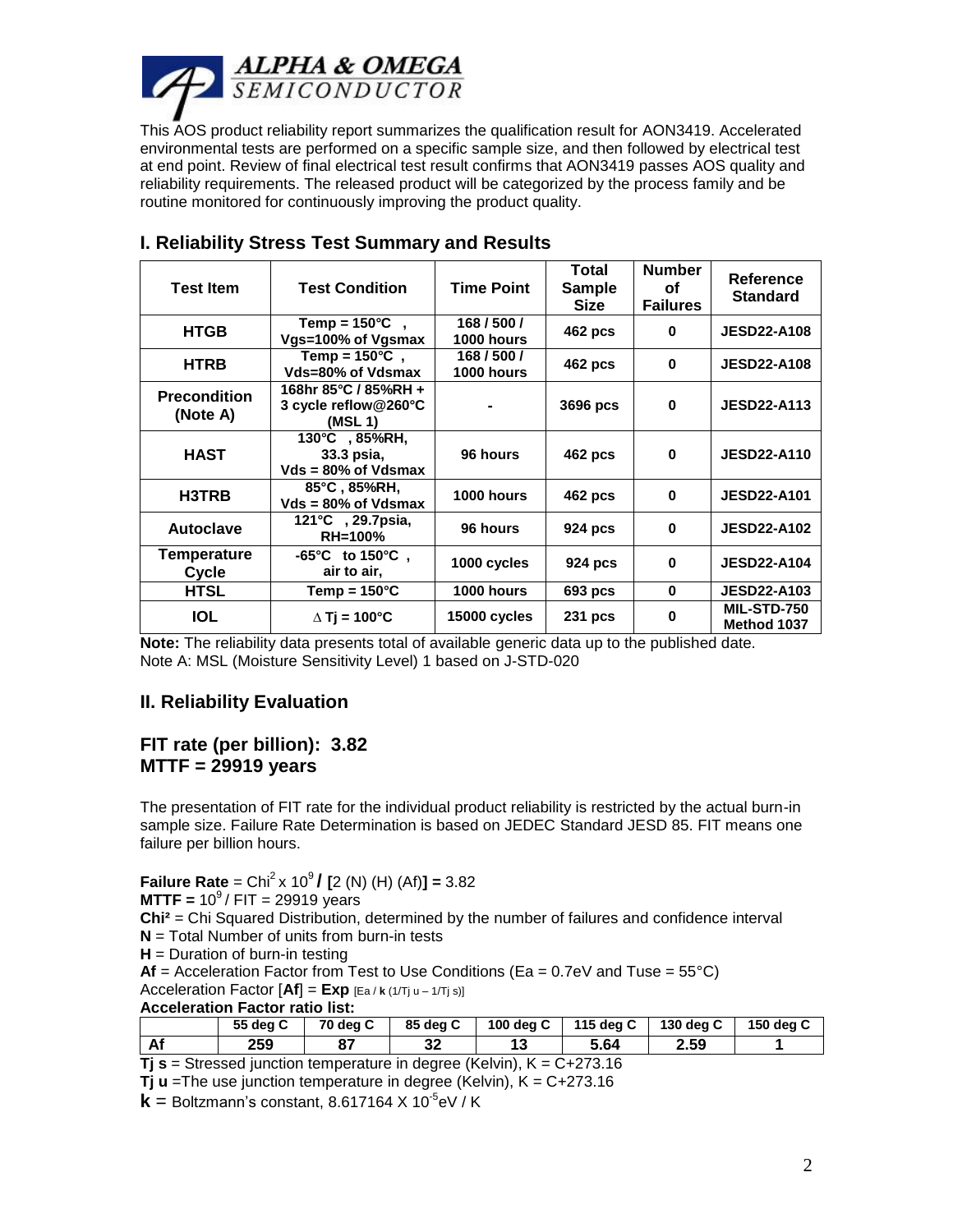ALPHA & OMEGA SEMICONDUCTOR

This AOS product reliability report summarizes the qualification result for AON3419. Accelerated environmental tests are performed on a specific sample size, and then followed by electrical test at end point. Review of final electrical test result confirms that AON3419 passes AOS quality and reliability requirements. The released product will be categorized by the process family and be routine monitored for continuously improving the product quality.

## I. Reliability Stress Test Summary and Results

| Test Item | Test Condition | Time Point | Total Sample Size | Number of Failures | Reference Standard |
|---|---|---|---|---|---|
| HTGB | Temp = 150°C , Vgs=100% of Vgsmax | 168 / 500 / 1000 hours | 462 pcs | 0 | JESD22-A108 |
| HTRB | Temp = 150°C , Vds=80% of Vdsmax | 168 / 500 / 1000 hours | 462 pcs | 0 | JESD22-A108 |
| Precondition (Note A) | 168hr 85°C / 85%RH + 3 cycle reflow@260°C (MSL 1) | - | 3696 pcs | 0 | JESD22-A113 |
| HAST | 130°C , 85%RH, 33.3 psia, Vds = 80% of Vdsmax | 96 hours | 462 pcs | 0 | JESD22-A110 |
| H3TRB | 85°C , 85%RH, Vds = 80% of Vdsmax | 1000 hours | 462 pcs | 0 | JESD22-A101 |
| Autoclave | 121°C , 29.7psia, RH=100% | 96 hours | 924 pcs | 0 | JESD22-A102 |
| Temperature Cycle | -65°C to 150°C , air to air, | 1000 cycles | 924 pcs | 0 | JESD22-A104 |
| HTSL | Temp = 150°C | 1000 hours | 693 pcs | 0 | JESD22-A103 |
| IOL | $\Delta$ Tj = 100°C | 15000 cycles | 231 pcs | 0 | MIL-STD-750 Method 1037 |

**Note:** The reliability data presents total of available generic data up to the published date.
Note A: MSL (Moisture Sensitivity Level) 1 based on J-STD-020

## II. Reliability Evaluation

### FIT rate (per billion): 3.82
### MTTF = 29919 years

The presentation of FIT rate for the individual product reliability is restricted by the actual burn-in sample size. Failure Rate Determination is based on JEDEC Standard JESD 85. FIT means one failure per billion hours.

**Failure Rate** = $\text{Chi}^2 \times 10^9$ **/ [**2 (N) (H) (Af)**] =** 3.82

**MTTF =** $10^9$ / FIT = 29919 years

**Chi²** = Chi Squared Distribution, determined by the number of failures and confidence interval

**N** = Total Number of units from burn-in tests

**H** = Duration of burn-in testing

**Af** = Acceleration Factor from Test to Use Conditions (Ea = 0.7eV and Tuse = 55°C)

Acceleration Factor [**Af**] = **Exp** [Ea / **k** (1/Tj u – 1/Tj s)]

**Acceleration Factor ratio list:**

| | 55 deg C | 70 deg C | 85 deg C | 100 deg C | 115 deg C | 130 deg C | 150 deg C |
|---|---|---|---|---|---|---|---|
| Af | 259 | 87 | 32 | 13 | 5.64 | 2.59 | 1 |

**Tj s** = Stressed junction temperature in degree (Kelvin), K = C+273.16

**Tj u** =The use junction temperature in degree (Kelvin), K = C+273.16

**k** = Boltzmann's constant, $8.617164 \times 10^{-5}$eV / K